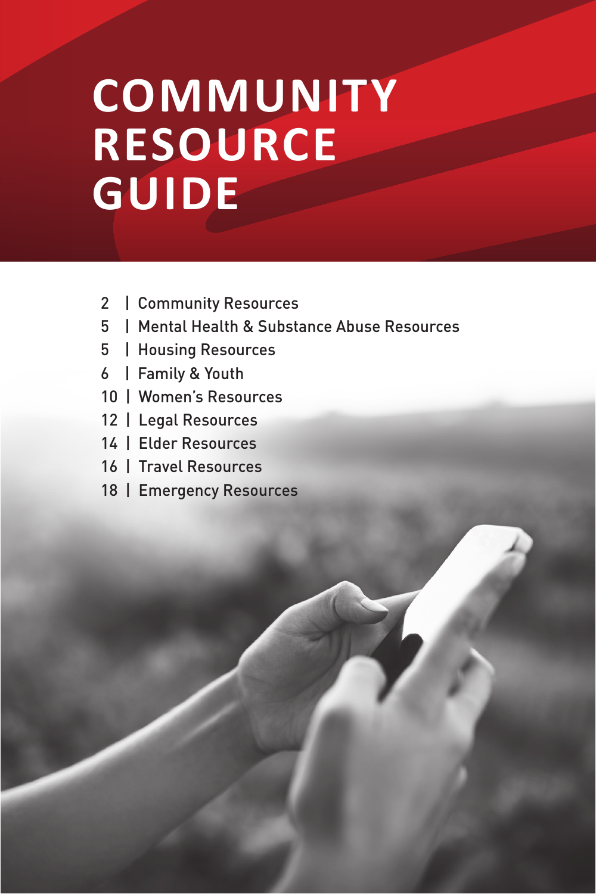# COMMUNITY RESOURCE GUIDE

2 | Community Resources
5 | Mental Health & Substance Abuse Resources
5 | Housing Resources
6 | Family & Youth
10 | Women's Resources
12 | Legal Resources
14 | Elder Resources
16 | Travel Resources
18 | Emergency Resources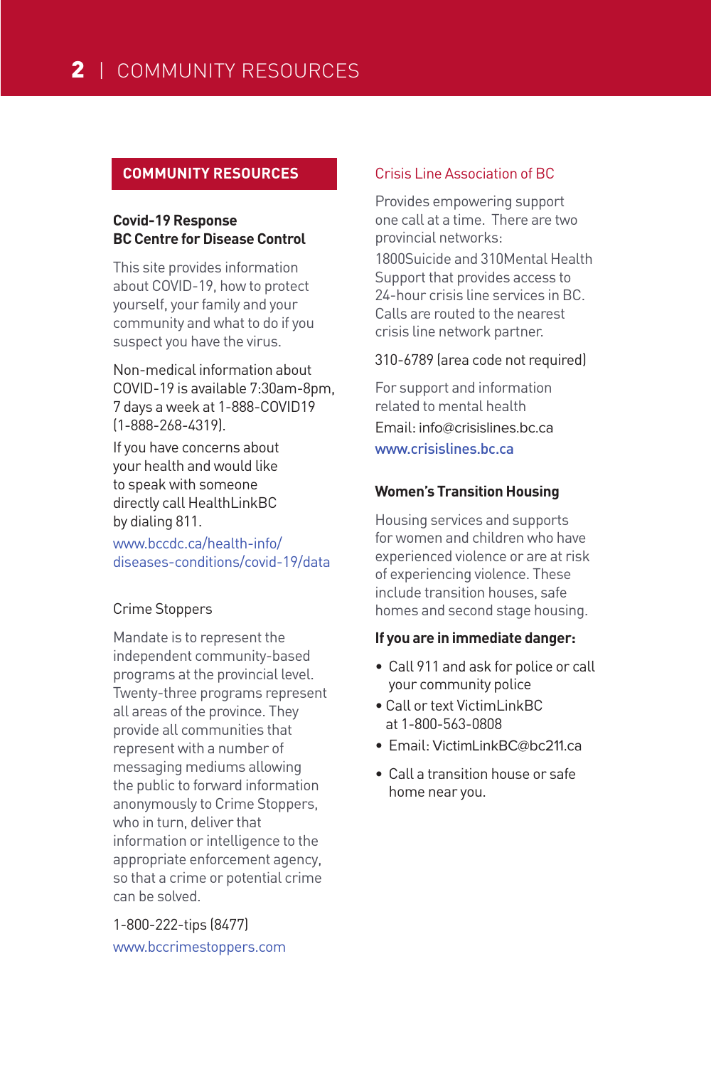## COMMUNITY RESOURCES

**Covid-19 Response**
**BC Centre for Disease Control**

This site provides information about COVID-19, how to protect yourself, your family and your community and what to do if you suspect you have the virus.

Non-medical information about COVID-19 is available 7:30am-8pm, 7 days a week at 1-888-COVID19 (1-888-268-4319).

If you have concerns about your health and would like to speak with someone directly call HealthLinkBC by dialing 811.

www.bccdc.ca/health-info/diseases-conditions/covid-19/data

### Crime Stoppers

Mandate is to represent the independent community-based programs at the provincial level. Twenty-three programs represent all areas of the province. They provide all communities that represent with a number of messaging mediums allowing the public to forward information anonymously to Crime Stoppers, who in turn, deliver that information or intelligence to the appropriate enforcement agency, so that a crime or potential crime can be solved.

1-800-222-tips (8477)

www.bccrimestoppers.com

### Crisis Line Association of BC

Provides empowering support one call at a time. There are two provincial networks:

1800Suicide and 310Mental Health Support that provides access to 24-hour crisis line services in BC. Calls are routed to the nearest crisis line network partner.

310-6789 (area code not required)

For support and information related to mental health

Email: info@crisislines.bc.ca

www.crisislines.bc.ca

### Women's Transition Housing

Housing services and supports for women and children who have experienced violence or are at risk of experiencing violence. These include transition houses, safe homes and second stage housing.

**If you are in immediate danger:**

- Call 911 and ask for police or call your community police
- Call or text VictimLinkBC at 1-800-563-0808
- Email: VictimLinkBC@bc211.ca
- Call a transition house or safe home near you.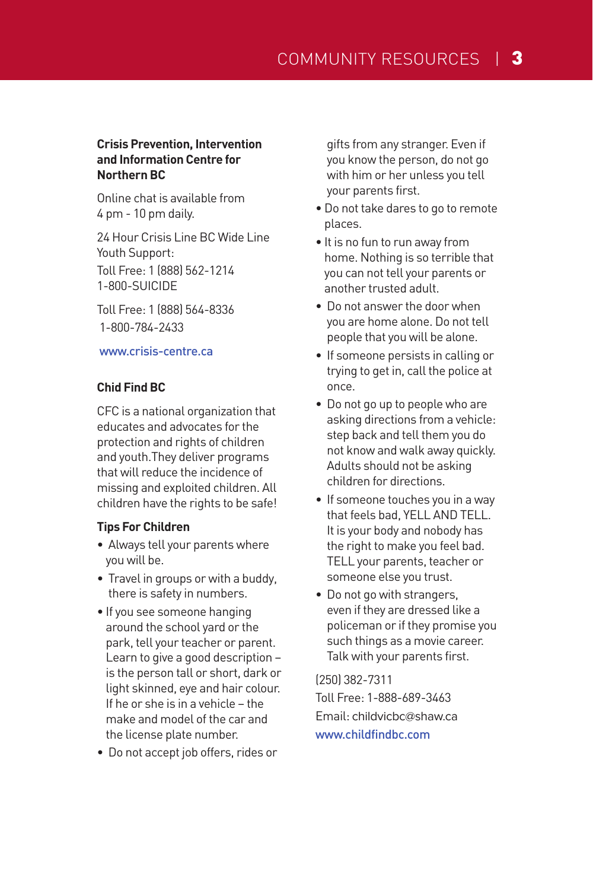### Crisis Prevention, Intervention and Information Centre for Northern BC

Online chat is available from 4 pm - 10 pm daily.

24 Hour Crisis Line BC Wide Line Youth Support:
Toll Free: 1 (888) 562-1214
1-800-SUICIDE

Toll Free: 1 (888) 564-8336
1-800-784-2433

www.crisis-centre.ca

### Chid Find BC

CFC is a national organization that educates and advocates for the protection and rights of children and youth.They deliver programs that will reduce the incidence of missing and exploited children. All children have the rights to be safe!

#### Tips For Children

- Always tell your parents where you will be.
- Travel in groups or with a buddy, there is safety in numbers.
- If you see someone hanging around the school yard or the park, tell your teacher or parent. Learn to give a good description – is the person tall or short, dark or light skinned, eye and hair colour. If he or she is in a vehicle – the make and model of the car and the license plate number.
- Do not accept job offers, rides or gifts from any stranger. Even if you know the person, do not go with him or her unless you tell your parents first.
- Do not take dares to go to remote places.
- It is no fun to run away from home. Nothing is so terrible that you can not tell your parents or another trusted adult.
- Do not answer the door when you are home alone. Do not tell people that you will be alone.
- If someone persists in calling or trying to get in, call the police at once.
- Do not go up to people who are asking directions from a vehicle: step back and tell them you do not know and walk away quickly. Adults should not be asking children for directions.
- If someone touches you in a way that feels bad, YELL AND TELL. It is your body and nobody has the right to make you feel bad. TELL your parents, teacher or someone else you trust.
- Do not go with strangers, even if they are dressed like a policeman or if they promise you such things as a movie career. Talk with your parents first.

(250) 382-7311
Toll Free: 1-888-689-3463
Email: childvicbc@shaw.ca
www.childfindbc.com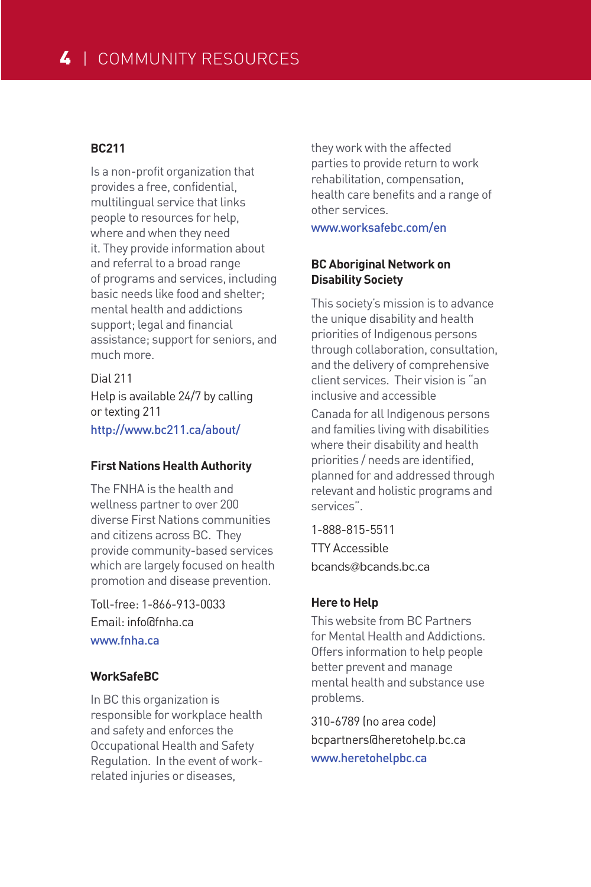## COMMUNITY RESOURCES

### BC211

Is a non-profit organization that provides a free, confidential, multilingual service that links people to resources for help, where and when they need it. They provide information about and referral to a broad range of programs and services, including basic needs like food and shelter; mental health and addictions support; legal and financial assistance; support for seniors, and much more.

Dial 211

Help is available 24/7 by calling or texting 211

http://www.bc211.ca/about/

### First Nations Health Authority

The FNHA is the health and wellness partner to over 200 diverse First Nations communities and citizens across BC. They provide community-based services which are largely focused on health promotion and disease prevention.

Toll-free: 1-866-913-0033

Email: info@fnha.ca

www.fnha.ca

### WorkSafeBC

In BC this organization is responsible for workplace health and safety and enforces the Occupational Health and Safety Regulation. In the event of work-related injuries or diseases, they work with the affected parties to provide return to work rehabilitation, compensation, health care benefits and a range of other services.

www.worksafebc.com/en

### BC Aboriginal Network on Disability Society

This society's mission is to advance the unique disability and health priorities of Indigenous persons through collaboration, consultation, and the delivery of comprehensive client services. Their vision is "an inclusive and accessible Canada for all Indigenous persons and families living with disabilities where their disability and health priorities / needs are identified, planned for and addressed through relevant and holistic programs and services".

1-888-815-5511

TTY Accessible

bcands@bcands.bc.ca

### Here to Help

This website from BC Partners for Mental Health and Addictions. Offers information to help people better prevent and manage mental health and substance use problems.

310-6789 (no area code)

bcpartners@heretohelp.bc.ca

www.heretohelpbc.ca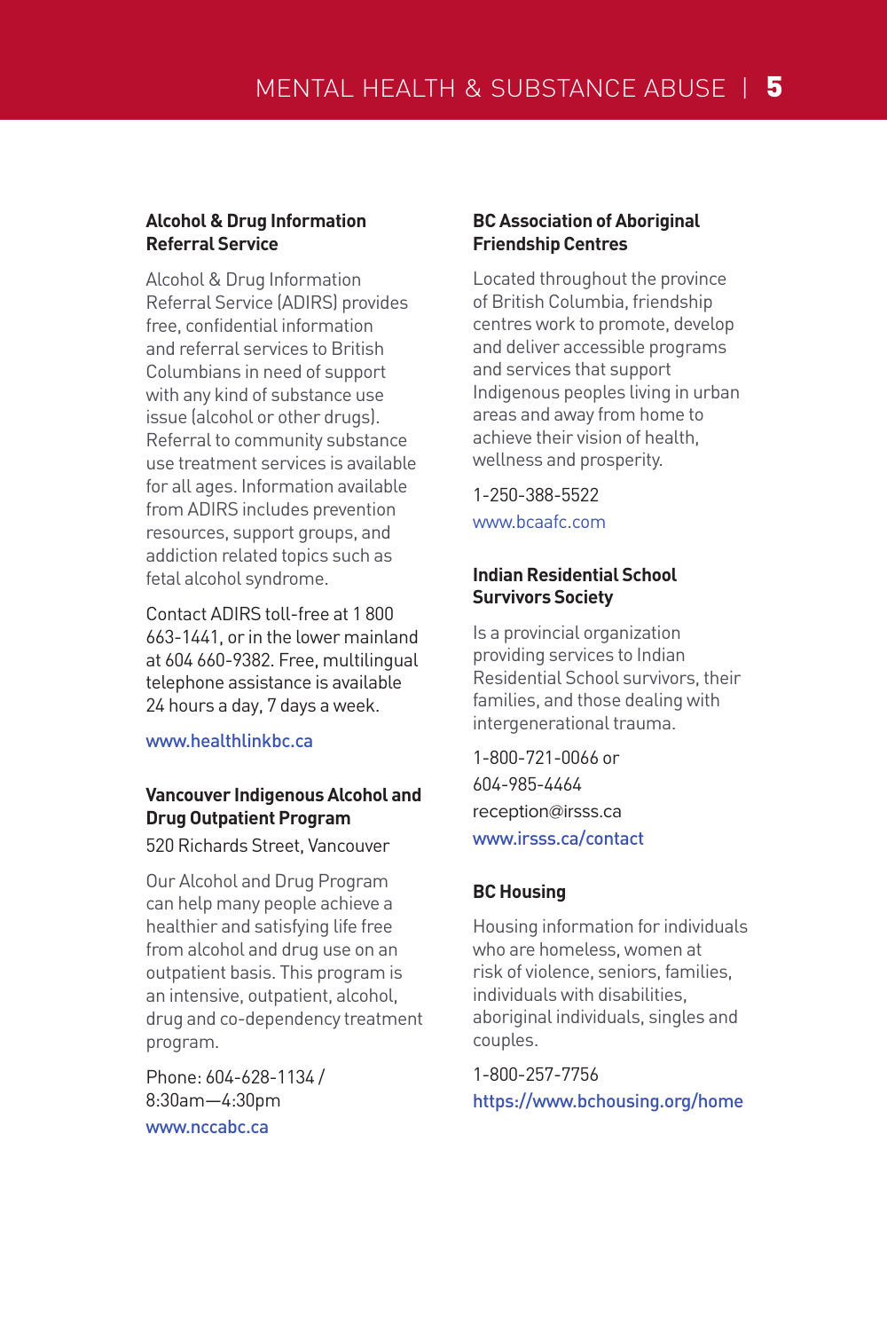### Alcohol & Drug Information Referral Service

Alcohol & Drug Information Referral Service (ADIRS) provides free, confidential information and referral services to British Columbians in need of support with any kind of substance use issue (alcohol or other drugs). Referral to community substance use treatment services is available for all ages. Information available from ADIRS includes prevention resources, support groups, and addiction related topics such as fetal alcohol syndrome.

Contact ADIRS toll-free at 1 800 663-1441, or in the lower mainland at 604 660-9382. Free, multilingual telephone assistance is available 24 hours a day, 7 days a week.

www.healthlinkbc.ca

### Vancouver Indigenous Alcohol and Drug Outpatient Program

520 Richards Street, Vancouver

Our Alcohol and Drug Program can help many people achieve a healthier and satisfying life free from alcohol and drug use on an outpatient basis. This program is an intensive, outpatient, alcohol, drug and co-dependency treatment program.

Phone: 604-628-1134 /
8:30am—4:30pm

www.nccabc.ca

### BC Association of Aboriginal Friendship Centres

Located throughout the province of British Columbia, friendship centres work to promote, develop and deliver accessible programs and services that support Indigenous peoples living in urban areas and away from home to achieve their vision of health, wellness and prosperity.

1-250-388-5522

www.bcaafc.com

### Indian Residential School Survivors Society

Is a provincial organization providing services to Indian Residential School survivors, their families, and those dealing with intergenerational trauma.

1-800-721-0066 or
604-985-4464
reception@irsss.ca
www.irsss.ca/contact

### BC Housing

Housing information for individuals who are homeless, women at risk of violence, seniors, families, individuals with disabilities, aboriginal individuals, singles and couples.

1-800-257-7756

https://www.bchousing.org/home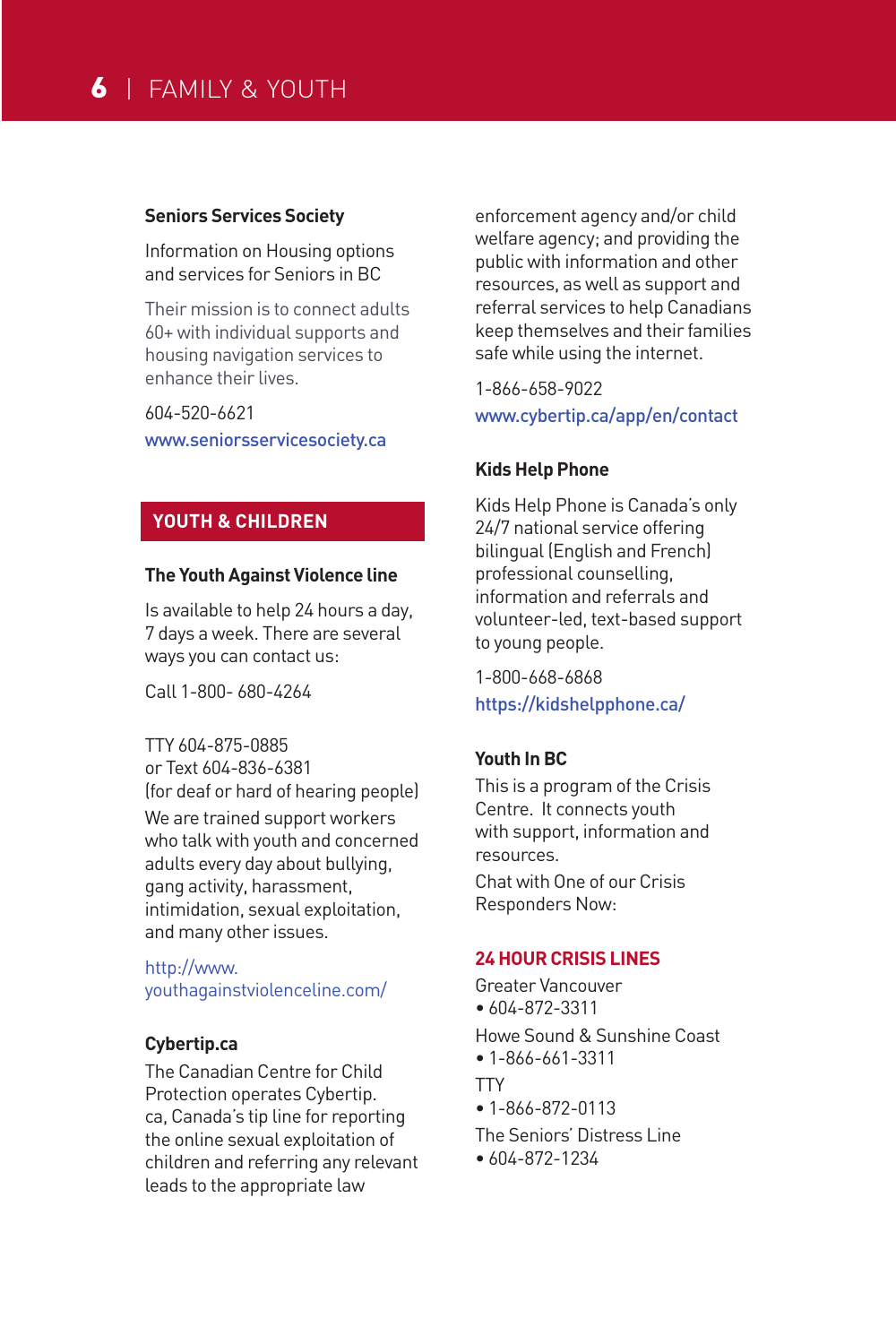### Seniors Services Society

Information on Housing options and services for Seniors in BC

Their mission is to connect adults 60+ with individual supports and housing navigation services to enhance their lives.

604-520-6621
www.seniorsservicesociety.ca

## YOUTH & CHILDREN

### The Youth Against Violence line

Is available to help 24 hours a day, 7 days a week. There are several ways you can contact us:

Call 1-800- 680-4264

TTY 604-875-0885
or Text 604-836-6381
(for deaf or hard of hearing people)

We are trained support workers who talk with youth and concerned adults every day about bullying, gang activity, harassment, intimidation, sexual exploitation, and many other issues.

http://www.youthagainstviolenceline.com/

### Cybertip.ca

The Canadian Centre for Child Protection operates Cybertip.ca, Canada's tip line for reporting the online sexual exploitation of children and referring any relevant leads to the appropriate law enforcement agency and/or child welfare agency; and providing the public with information and other resources, as well as support and referral services to help Canadians keep themselves and their families safe while using the internet.

1-866-658-9022
www.cybertip.ca/app/en/contact

### Kids Help Phone

Kids Help Phone is Canada's only 24/7 national service offering bilingual (English and French) professional counselling, information and referrals and volunteer-led, text-based support to young people.

1-800-668-6868
https://kidshelpphone.ca/

### Youth In BC

This is a program of the Crisis Centre. It connects youth with support, information and resources.

Chat with One of our Crisis Responders Now:

### 24 HOUR CRISIS LINES

Greater Vancouver
- 604-872-3311

Howe Sound & Sunshine Coast
- 1-866-661-3311

TTY
- 1-866-872-0113

The Seniors' Distress Line
- 604-872-1234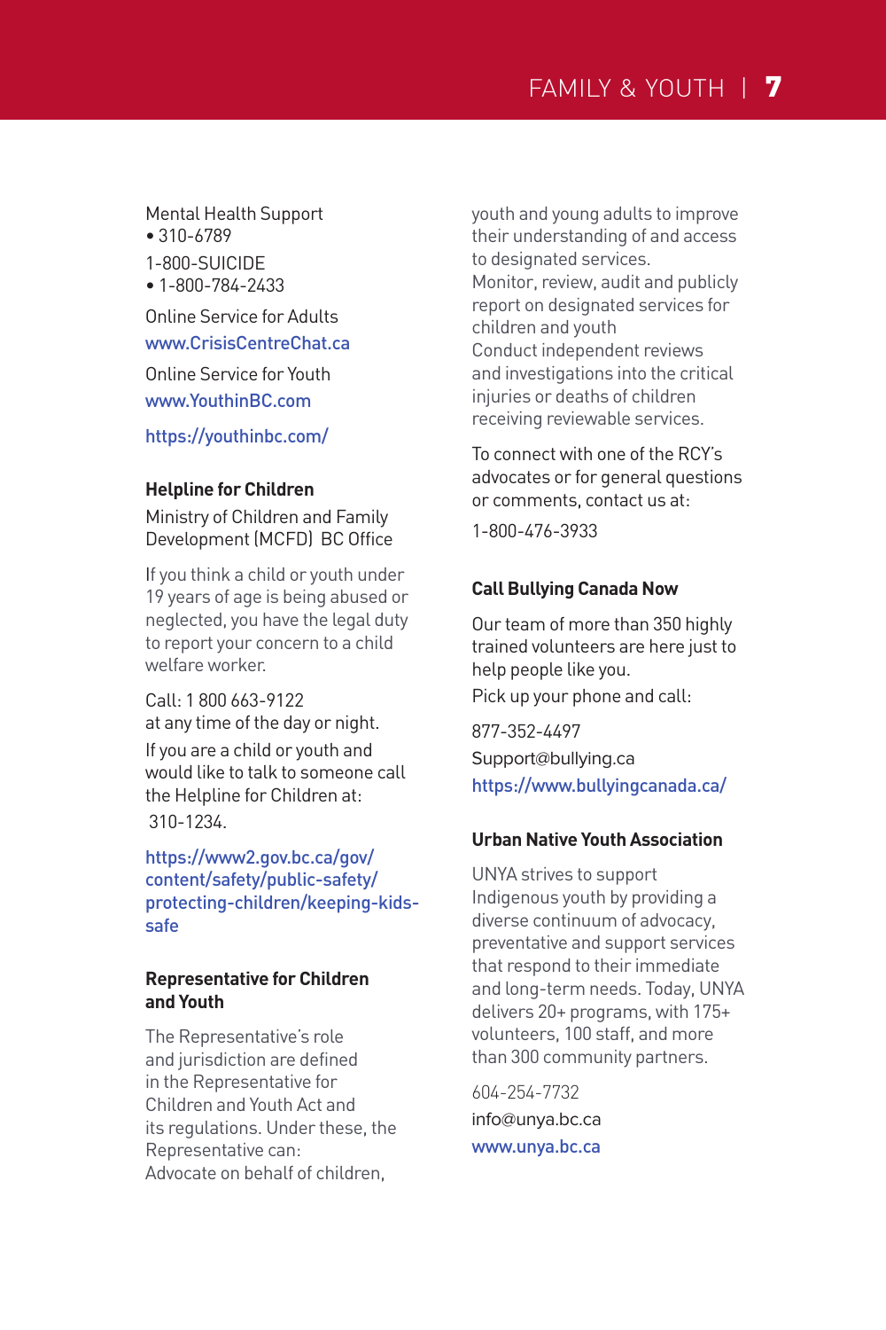Mental Health Support
• 310-6789

1-800-SUICIDE
• 1-800-784-2433

Online Service for Adults
www.CrisisCentreChat.ca

Online Service for Youth
www.YouthinBC.com

https://youthinbc.com/

### Helpline for Children

Ministry of Children and Family Development (MCFD) BC Office

If you think a child or youth under 19 years of age is being abused or neglected, you have the legal duty to report your concern to a child welfare worker.

Call: 1 800 663-9122
at any time of the day or night.

If you are a child or youth and would like to talk to someone call the Helpline for Children at:
310-1234.

https://www2.gov.bc.ca/gov/content/safety/public-safety/protecting-children/keeping-kids-safe

### Representative for Children and Youth

The Representative's role and jurisdiction are defined in the Representative for Children and Youth Act and its regulations. Under these, the Representative can:
Advocate on behalf of children, youth and young adults to improve their understanding of and access to designated services.
Monitor, review, audit and publicly report on designated services for children and youth
Conduct independent reviews and investigations into the critical injuries or deaths of children receiving reviewable services.

To connect with one of the RCY's advocates or for general questions or comments, contact us at:

1-800-476-3933

### Call Bullying Canada Now

Our team of more than 350 highly trained volunteers are here just to help people like you.
Pick up your phone and call:

877-352-4497
Support@bullying.ca
https://www.bullyingcanada.ca/

### Urban Native Youth Association

UNYA strives to support Indigenous youth by providing a diverse continuum of advocacy, preventative and support services that respond to their immediate and long-term needs. Today, UNYA delivers 20+ programs, with 175+ volunteers, 100 staff, and more than 300 community partners.

604-254-7732
info@unya.bc.ca
www.unya.bc.ca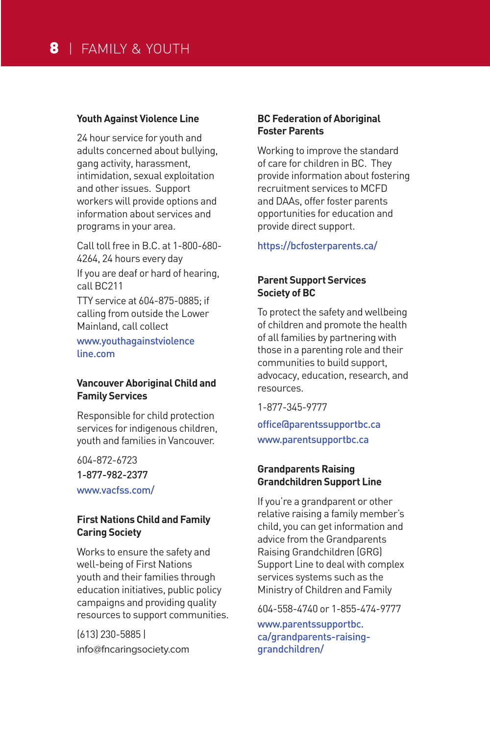## Youth Against Violence Line

24 hour service for youth and adults concerned about bullying, gang activity, harassment, intimidation, sexual exploitation and other issues. Support workers will provide options and information about services and programs in your area.

Call toll free in B.C. at 1-800-680-4264, 24 hours every day

If you are deaf or hard of hearing, call BC211

TTY service at 604-875-0885; if calling from outside the Lower Mainland, call collect

www.youthagainstviolenceline.com

## Vancouver Aboriginal Child and Family Services

Responsible for child protection services for indigenous children, youth and families in Vancouver.

604-872-6723

1-877-982-2377

www.vacfss.com/

## First Nations Child and Family Caring Society

Works to ensure the safety and well-being of First Nations youth and their families through education initiatives, public policy campaigns and providing quality resources to support communities.

(613) 230-5885 | info@fncaringsociety.com

## BC Federation of Aboriginal Foster Parents

Working to improve the standard of care for children in BC. They provide information about fostering recruitment services to MCFD and DAAs, offer foster parents opportunities for education and provide direct support.

https://bcfosterparents.ca/

## Parent Support Services Society of BC

To protect the safety and wellbeing of children and promote the health of all families by partnering with those in a parenting role and their communities to build support, advocacy, education, research, and resources.

1-877-345-9777

office@parentssupportbc.ca

www.parentsupportbc.ca

## Grandparents Raising Grandchildren Support Line

If you're a grandparent or other relative raising a family member's child, you can get information and advice from the Grandparents Raising Grandchildren (GRG) Support Line to deal with complex services systems such as the Ministry of Children and Family

604-558-4740 or 1-855-474-9777

www.parentssupportbc.ca/grandparents-raising-grandchildren/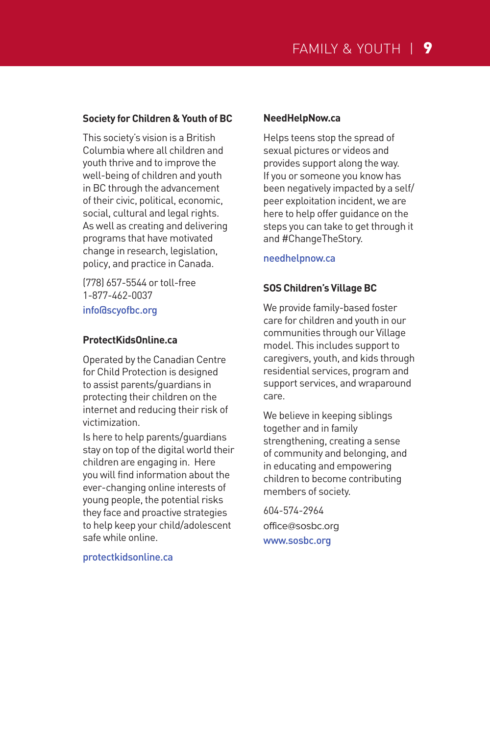### Society for Children & Youth of BC

This society's vision is a British Columbia where all children and youth thrive and to improve the well-being of children and youth in BC through the advancement of their civic, political, economic, social, cultural and legal rights. As well as creating and delivering programs that have motivated change in research, legislation, policy, and practice in Canada.

(778) 657-5544 or toll-free 1-877-462-0037

info@scyofbc.org

### ProtectKidsOnline.ca

Operated by the Canadian Centre for Child Protection is designed to assist parents/guardians in protecting their children on the internet and reducing their risk of victimization.

Is here to help parents/guardians stay on top of the digital world their children are engaging in. Here you will find information about the ever-changing online interests of young people, the potential risks they face and proactive strategies to help keep your child/adolescent safe while online.

protectkidsonline.ca

### NeedHelpNow.ca

Helps teens stop the spread of sexual pictures or videos and provides support along the way. If you or someone you know has been negatively impacted by a self/peer exploitation incident, we are here to help offer guidance on the steps you can take to get through it and #ChangeTheStory.

needhelpnow.ca

### SOS Children's Village BC

We provide family-based foster care for children and youth in our communities through our Village model. This includes support to caregivers, youth, and kids through residential services, program and support services, and wraparound care.

We believe in keeping siblings together and in family strengthening, creating a sense of community and belonging, and in educating and empowering children to become contributing members of society.

604-574-2964

office@sosbc.org

www.sosbc.org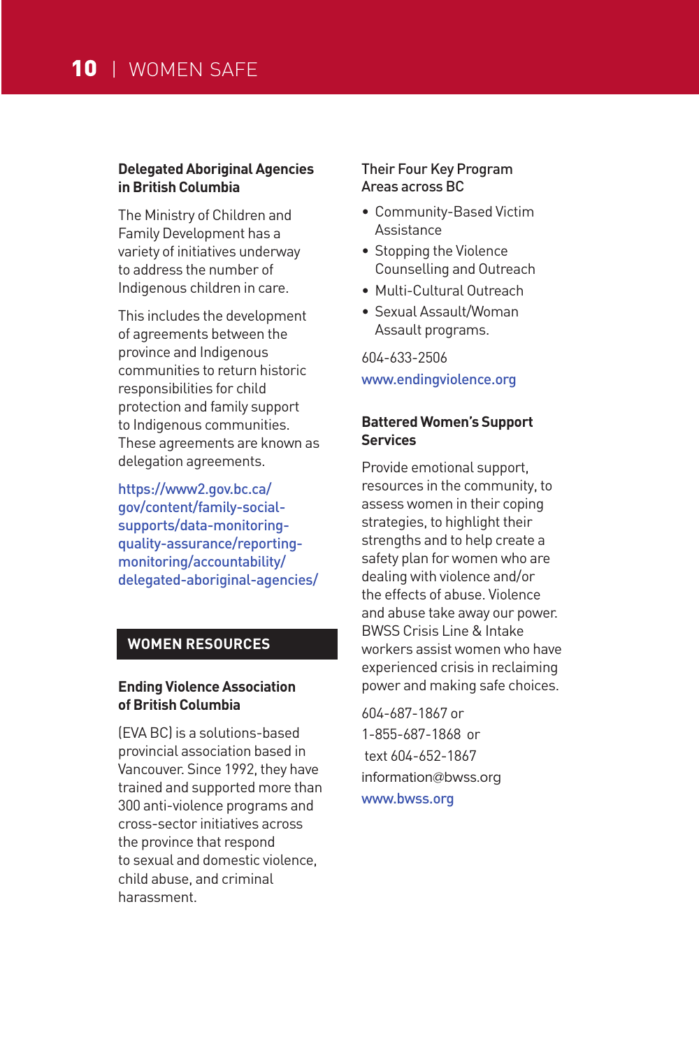### Delegated Aboriginal Agencies in British Columbia

The Ministry of Children and Family Development has a variety of initiatives underway to address the number of Indigenous children in care.

This includes the development of agreements between the province and Indigenous communities to return historic responsibilities for child protection and family support to Indigenous communities. These agreements are known as delegation agreements.

https://www2.gov.bc.ca/gov/content/family-social-supports/data-monitoring-quality-assurance/reporting-monitoring/accountability/delegated-aboriginal-agencies/

## WOMEN RESOURCES

### Ending Violence Association of British Columbia

(EVA BC) is a solutions-based provincial association based in Vancouver. Since 1992, they have trained and supported more than 300 anti-violence programs and cross-sector initiatives across the province that respond to sexual and domestic violence, child abuse, and criminal harassment.

Their Four Key Program Areas across BC

- Community-Based Victim Assistance
- Stopping the Violence Counselling and Outreach
- Multi-Cultural Outreach
- Sexual Assault/Woman Assault programs.

604-633-2506

www.endingviolence.org

### Battered Women's Support Services

Provide emotional support, resources in the community, to assess women in their coping strategies, to highlight their strengths and to help create a safety plan for women who are dealing with violence and/or the effects of abuse. Violence and abuse take away our power. BWSS Crisis Line & Intake workers assist women who have experienced crisis in reclaiming power and making safe choices.

604-687-1867 or
1-855-687-1868 or
text 604-652-1867
information@bwss.org
www.bwss.org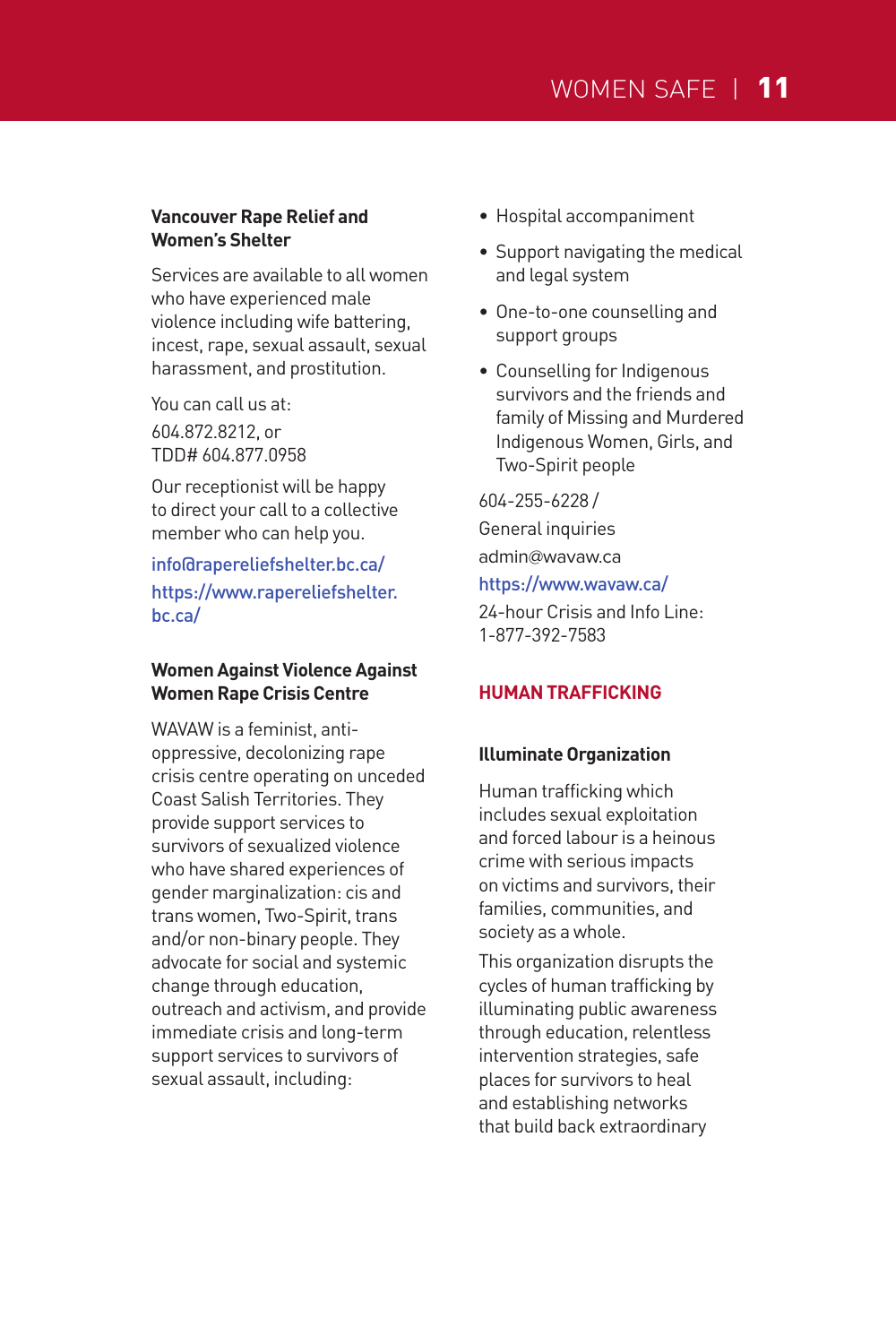**Vancouver Rape Relief and Women's Shelter**

Services are available to all women who have experienced male violence including wife battering, incest, rape, sexual assault, sexual harassment, and prostitution.

You can call us at:

604.872.8212, or
TDD# 604.877.0958

Our receptionist will be happy to direct your call to a collective member who can help you.

info@rapereliefshelter.bc.ca/

https://www.rapereliefshelter.bc.ca/

**Women Against Violence Against Women Rape Crisis Centre**

WAVAW is a feminist, anti-oppressive, decolonizing rape crisis centre operating on unceded Coast Salish Territories. They provide support services to survivors of sexualized violence who have shared experiences of gender marginalization: cis and trans women, Two-Spirit, trans and/or non-binary people. They advocate for social and systemic change through education, outreach and activism, and provide immediate crisis and long-term support services to survivors of sexual assault, including:

- Hospital accompaniment
- Support navigating the medical and legal system
- One-to-one counselling and support groups
- Counselling for Indigenous survivors and the friends and family of Missing and Murdered Indigenous Women, Girls, and Two-Spirit people

604-255-6228 /
General inquiries

admin@wavaw.ca

https://www.wavaw.ca/

24-hour Crisis and Info Line:
1-877-392-7583

## HUMAN TRAFFICKING

**Illuminate Organization**

Human trafficking which includes sexual exploitation and forced labour is a heinous crime with serious impacts on victims and survivors, their families, communities, and society as a whole.

This organization disrupts the cycles of human trafficking by illuminating public awareness through education, relentless intervention strategies, safe places for survivors to heal and establishing networks that build back extraordinary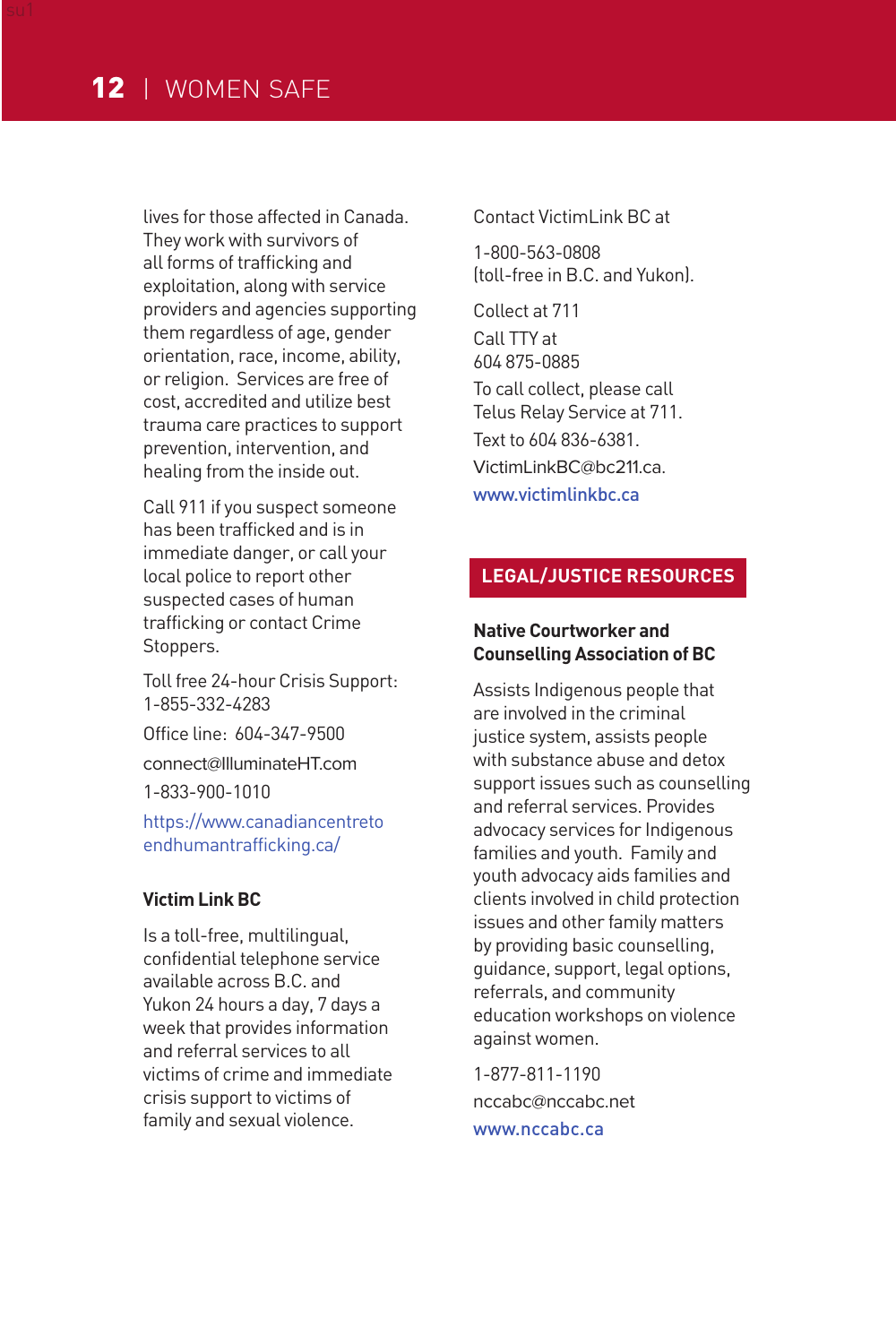lives for those affected in Canada. They work with survivors of all forms of trafficking and exploitation, along with service providers and agencies supporting them regardless of age, gender orientation, race, income, ability, or religion. Services are free of cost, accredited and utilize best trauma care practices to support prevention, intervention, and healing from the inside out.

Call 911 if you suspect someone has been trafficked and is in immediate danger, or call your local police to report other suspected cases of human trafficking or contact Crime Stoppers.

Toll free 24-hour Crisis Support: 1-855-332-4283

Office line: 604-347-9500

connect@IlluminateHT.com

1-833-900-1010

https://www.canadiancentretoendhumantrafficking.ca/

### Victim Link BC

Is a toll-free, multilingual, confidential telephone service available across B.C. and Yukon 24 hours a day, 7 days a week that provides information and referral services to all victims of crime and immediate crisis support to victims of family and sexual violence.

Contact VictimLink BC at

1-800-563-0808
(toll-free in B.C. and Yukon).

Collect at 711

Call TTY at
604 875-0885

To call collect, please call Telus Relay Service at 711.

Text to 604 836-6381.

VictimLinkBC@bc211.ca.

www.victimlinkbc.ca

## LEGAL/JUSTICE RESOURCES

### Native Courtworker and Counselling Association of BC

Assists Indigenous people that are involved in the criminal justice system, assists people with substance abuse and detox support issues such as counselling and referral services. Provides advocacy services for Indigenous families and youth. Family and youth advocacy aids families and clients involved in child protection issues and other family matters by providing basic counselling, guidance, support, legal options, referrals, and community education workshops on violence against women.

1-877-811-1190

nccabc@nccabc.net

www.nccabc.ca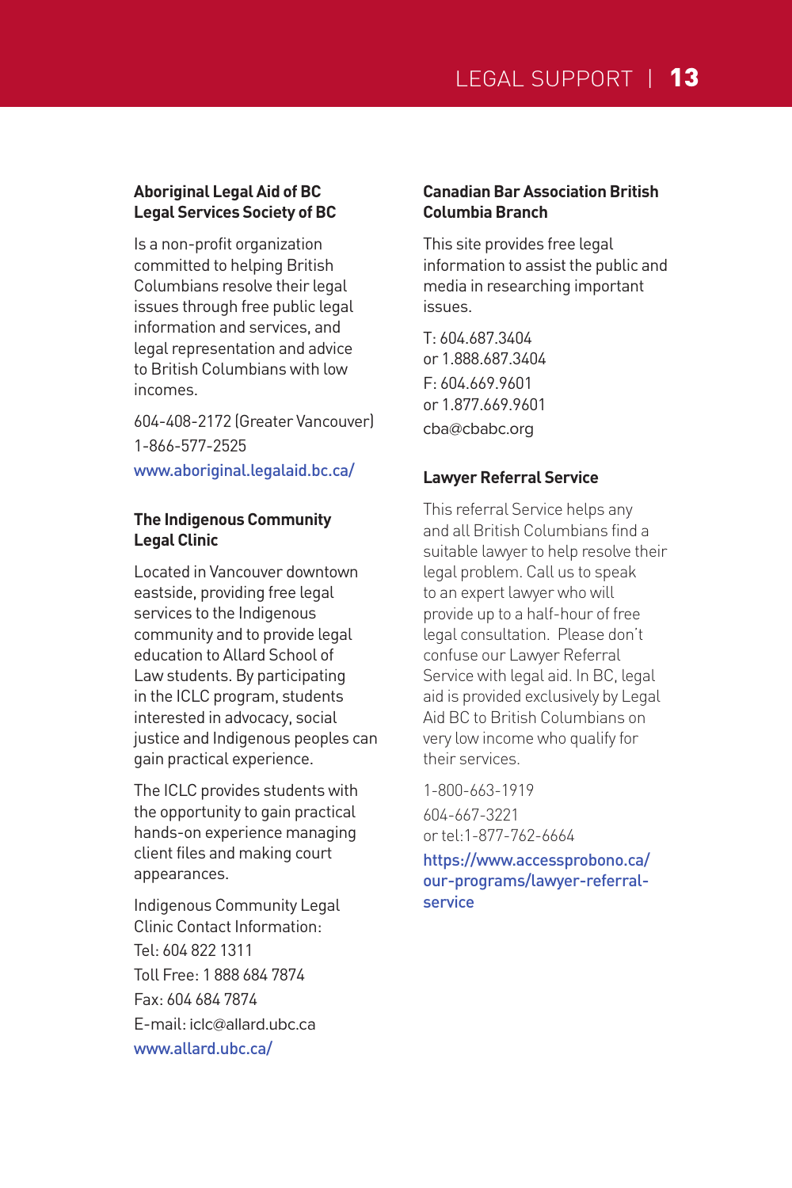### Aboriginal Legal Aid of BC Legal Services Society of BC

Is a non-profit organization committed to helping British Columbians resolve their legal issues through free public legal information and services, and legal representation and advice to British Columbians with low incomes.

604-408-2172 (Greater Vancouver)

1-866-577-2525

www.aboriginal.legalaid.bc.ca/

### The Indigenous Community Legal Clinic

Located in Vancouver downtown eastside, providing free legal services to the Indigenous community and to provide legal education to Allard School of Law students. By participating in the ICLC program, students interested in advocacy, social justice and Indigenous peoples can gain practical experience.

The ICLC provides students with the opportunity to gain practical hands-on experience managing client files and making court appearances.

Indigenous Community Legal Clinic Contact Information:

Tel: 604 822 1311

Toll Free: 1 888 684 7874

Fax: 604 684 7874

E-mail: iclc@allard.ubc.ca

www.allard.ubc.ca/

### Canadian Bar Association British Columbia Branch

This site provides free legal information to assist the public and media in researching important issues.

T: 604.687.3404
or 1.888.687.3404

F: 604.669.9601
or 1.877.669.9601

cba@cbabc.org

### Lawyer Referral Service

This referral Service helps any and all British Columbians find a suitable lawyer to help resolve their legal problem. Call us to speak to an expert lawyer who will provide up to a half-hour of free legal consultation. Please don't confuse our Lawyer Referral Service with legal aid. In BC, legal aid is provided exclusively by Legal Aid BC to British Columbians on very low income who qualify for their services.

1-800-663-1919

604-667-3221
or tel:1-877-762-6664

https://www.accessprobono.ca/our-programs/lawyer-referral-service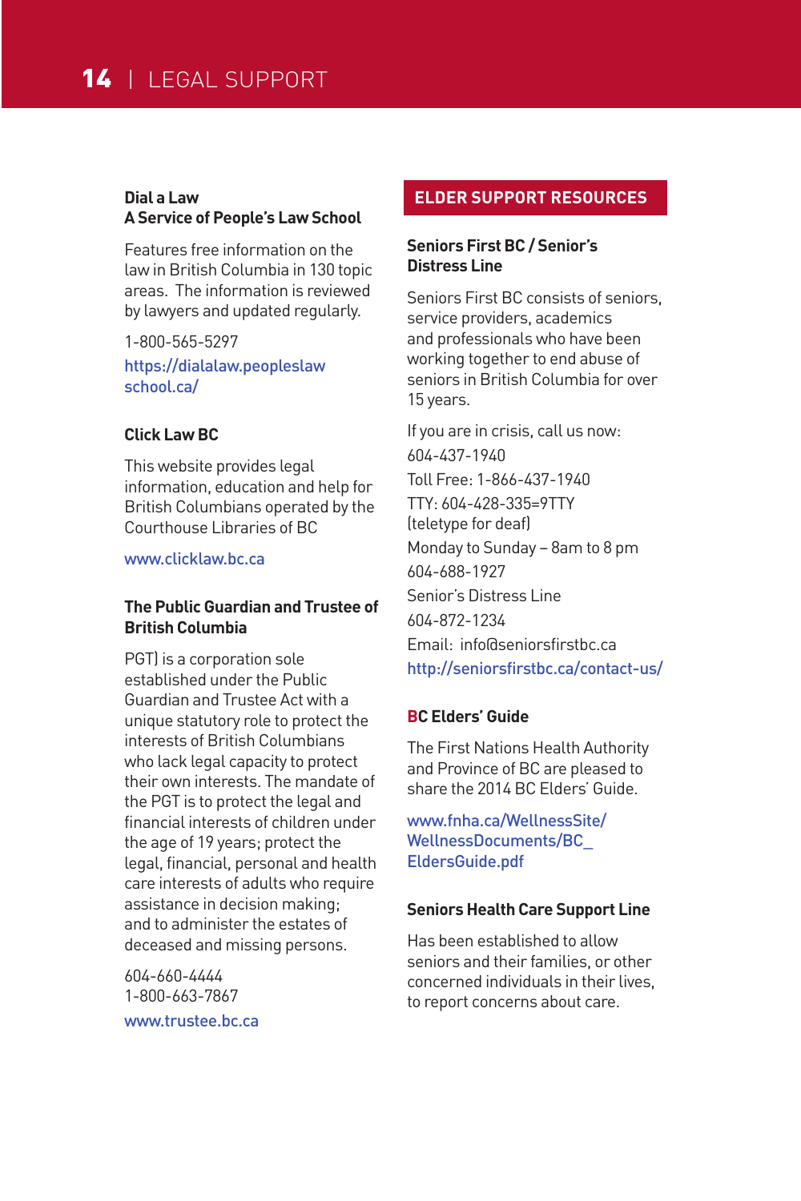### Dial a Law
### A Service of People's Law School

Features free information on the law in British Columbia in 130 topic areas. The information is reviewed by lawyers and updated regularly.

1-800-565-5297

https://dialalaw.peopleslawschool.ca/

### Click Law BC

This website provides legal information, education and help for British Columbians operated by the Courthouse Libraries of BC

www.clicklaw.bc.ca

### The Public Guardian and Trustee of British Columbia

PGT) is a corporation sole established under the Public Guardian and Trustee Act with a unique statutory role to protect the interests of British Columbians who lack legal capacity to protect their own interests. The mandate of the PGT is to protect the legal and financial interests of children under the age of 19 years; protect the legal, financial, personal and health care interests of adults who require assistance in decision making; and to administer the estates of deceased and missing persons.

604-660-4444
1-800-663-7867

www.trustee.bc.ca

## ELDER SUPPORT RESOURCES

### Seniors First BC / Senior's Distress Line

Seniors First BC consists of seniors, service providers, academics and professionals who have been working together to end abuse of seniors in British Columbia for over 15 years.

If you are in crisis, call us now:

604-437-1940

Toll Free: 1-866-437-1940

TTY: 604-428-335=9TTY (teletype for deaf)

Monday to Sunday – 8am to 8 pm

604-688-1927

Senior's Distress Line

604-872-1234

Email: info@seniorsfirstbc.ca

http://seniorsfirstbc.ca/contact-us/

### BC Elders' Guide

The First Nations Health Authority and Province of BC are pleased to share the 2014 BC Elders' Guide.

www.fnha.ca/WellnessSite/WellnessDocuments/BC_EldersGuide.pdf

### Seniors Health Care Support Line

Has been established to allow seniors and their families, or other concerned individuals in their lives, to report concerns about care.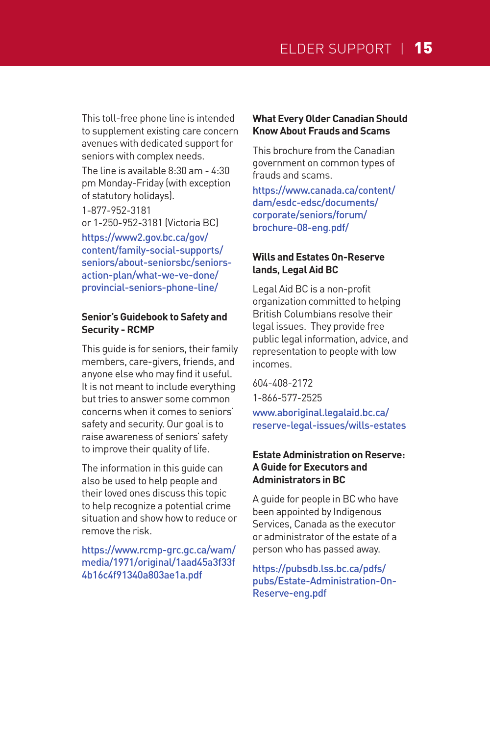This toll-free phone line is intended to supplement existing care concern avenues with dedicated support for seniors with complex needs.

The line is available 8:30 am - 4:30 pm Monday-Friday (with exception of statutory holidays).

1-877-952-3181
or 1-250-952-3181 (Victoria BC)

https://www2.gov.bc.ca/gov/content/family-social-supports/seniors/about-seniorsbc/seniors-action-plan/what-we-ve-done/provincial-seniors-phone-line/

### Senior's Guidebook to Safety and Security - RCMP

This guide is for seniors, their family members, care-givers, friends, and anyone else who may find it useful. It is not meant to include everything but tries to answer some common concerns when it comes to seniors' safety and security. Our goal is to raise awareness of seniors' safety to improve their quality of life.

The information in this guide can also be used to help people and their loved ones discuss this topic to help recognize a potential crime situation and show how to reduce or remove the risk.

https://www.rcmp-grc.gc.ca/wam/media/1971/original/1aad45a3f33f4b16c4f91340a803ae1a.pdf

### What Every Older Canadian Should Know About Frauds and Scams

This brochure from the Canadian government on common types of frauds and scams.

https://www.canada.ca/content/dam/esdc-edsc/documents/corporate/seniors/forum/brochure-08-eng.pdf/

### Wills and Estates On-Reserve lands, Legal Aid BC

Legal Aid BC is a non-profit organization committed to helping British Columbians resolve their legal issues. They provide free public legal information, advice, and representation to people with low incomes.

604-408-2172

1-866-577-2525

www.aboriginal.legalaid.bc.ca/reserve-legal-issues/wills-estates

### Estate Administration on Reserve: A Guide for Executors and Administrators in BC

A guide for people in BC who have been appointed by Indigenous Services, Canada as the executor or administrator of the estate of a person who has passed away.

https://pubsdb.lss.bc.ca/pdfs/pubs/Estate-Administration-On-Reserve-eng.pdf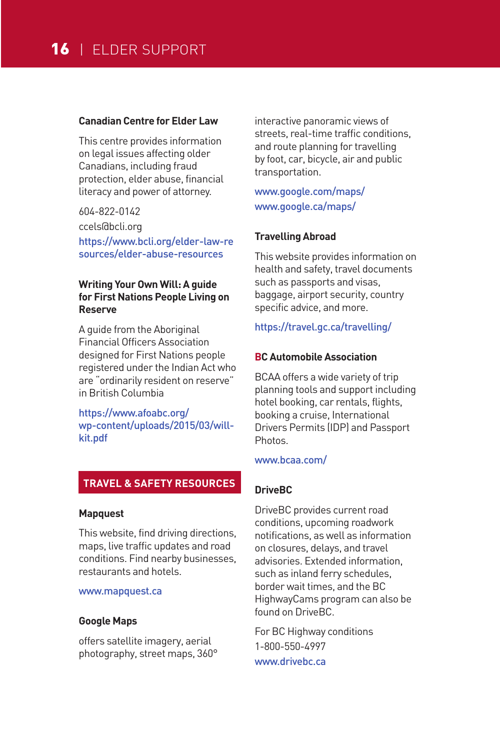### Canadian Centre for Elder Law

This centre provides information on legal issues affecting older Canadians, including fraud protection, elder abuse, financial literacy and power of attorney.

604-822-0142

ccels@bcli.org

https://www.bcli.org/elder-law-resources/elder-abuse-resources

### Writing Your Own Will: A guide for First Nations People Living on Reserve

A guide from the Aboriginal Financial Officers Association designed for First Nations people registered under the Indian Act who are "ordinarily resident on reserve" in British Columbia

https://www.afoabc.org/wp-content/uploads/2015/03/will-kit.pdf

## TRAVEL & SAFETY RESOURCES

### Mapquest

This website, find driving directions, maps, live traffic updates and road conditions. Find nearby businesses, restaurants and hotels.

www.mapquest.ca

### Google Maps

offers satellite imagery, aerial photography, street maps, 360° interactive panoramic views of streets, real-time traffic conditions, and route planning for travelling by foot, car, bicycle, air and public transportation.

www.google.com/maps/

www.google.ca/maps/

### Travelling Abroad

This website provides information on health and safety, travel documents such as passports and visas, baggage, airport security, country specific advice, and more.

https://travel.gc.ca/travelling/

### BC Automobile Association

BCAA offers a wide variety of trip planning tools and support including hotel booking, car rentals, flights, booking a cruise, International Drivers Permits (IDP) and Passport Photos.

www.bcaa.com/

### DriveBC

DriveBC provides current road conditions, upcoming roadwork notifications, as well as information on closures, delays, and travel advisories. Extended information, such as inland ferry schedules, border wait times, and the BC HighwayCams program can also be found on DriveBC.

For BC Highway conditions

1-800-550-4997

www.drivebc.ca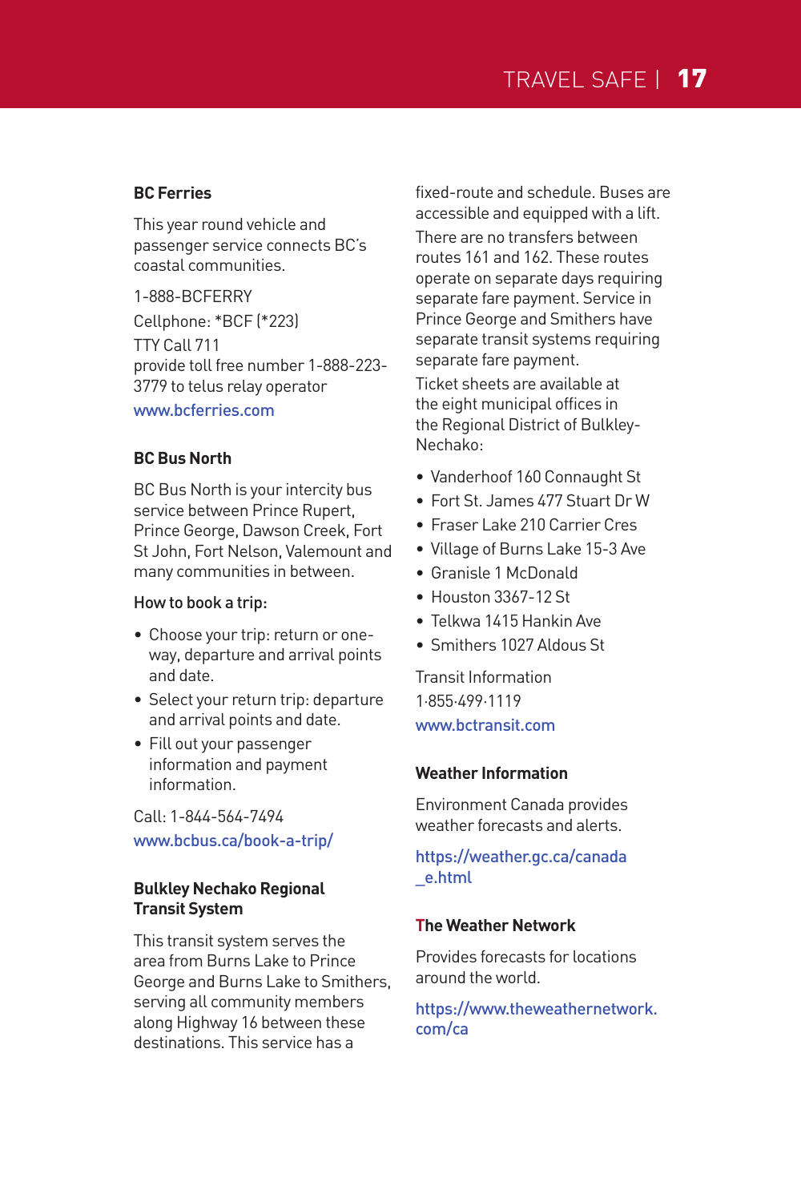### BC Ferries

This year round vehicle and passenger service connects BC's coastal communities.

1-888-BCFERRY

Cellphone: *BCF (*223)

TTY Call 711
provide toll free number 1-888-223-3779 to telus relay operator

www.bcferries.com

### BC Bus North

BC Bus North is your intercity bus service between Prince Rupert, Prince George, Dawson Creek, Fort St John, Fort Nelson, Valemount and many communities in between.

How to book a trip:

- Choose your trip: return or one-way, departure and arrival points and date.
- Select your return trip: departure and arrival points and date.
- Fill out your passenger information and payment information.

Call: 1-844-564-7494

www.bcbus.ca/book-a-trip/

### Bulkley Nechako Regional Transit System

This transit system serves the area from Burns Lake to Prince George and Burns Lake to Smithers, serving all community members along Highway 16 between these destinations. This service has a fixed-route and schedule. Buses are accessible and equipped with a lift.

There are no transfers between routes 161 and 162. These routes operate on separate days requiring separate fare payment. Service in Prince George and Smithers have separate transit systems requiring separate fare payment.

Ticket sheets are available at the eight municipal offices in the Regional District of Bulkley-Nechako:

- Vanderhoof 160 Connaught St
- Fort St. James 477 Stuart Dr W
- Fraser Lake 210 Carrier Cres
- Village of Burns Lake 15-3 Ave
- Granisle 1 McDonald
- Houston 3367-12 St
- Telkwa 1415 Hankin Ave
- Smithers 1027 Aldous St

Transit Information

1·855·499·1119

www.bctransit.com

### Weather Information

Environment Canada provides weather forecasts and alerts.

https://weather.gc.ca/canada_e.html

### The Weather Network

Provides forecasts for locations around the world.

https://www.theweathernetwork.com/ca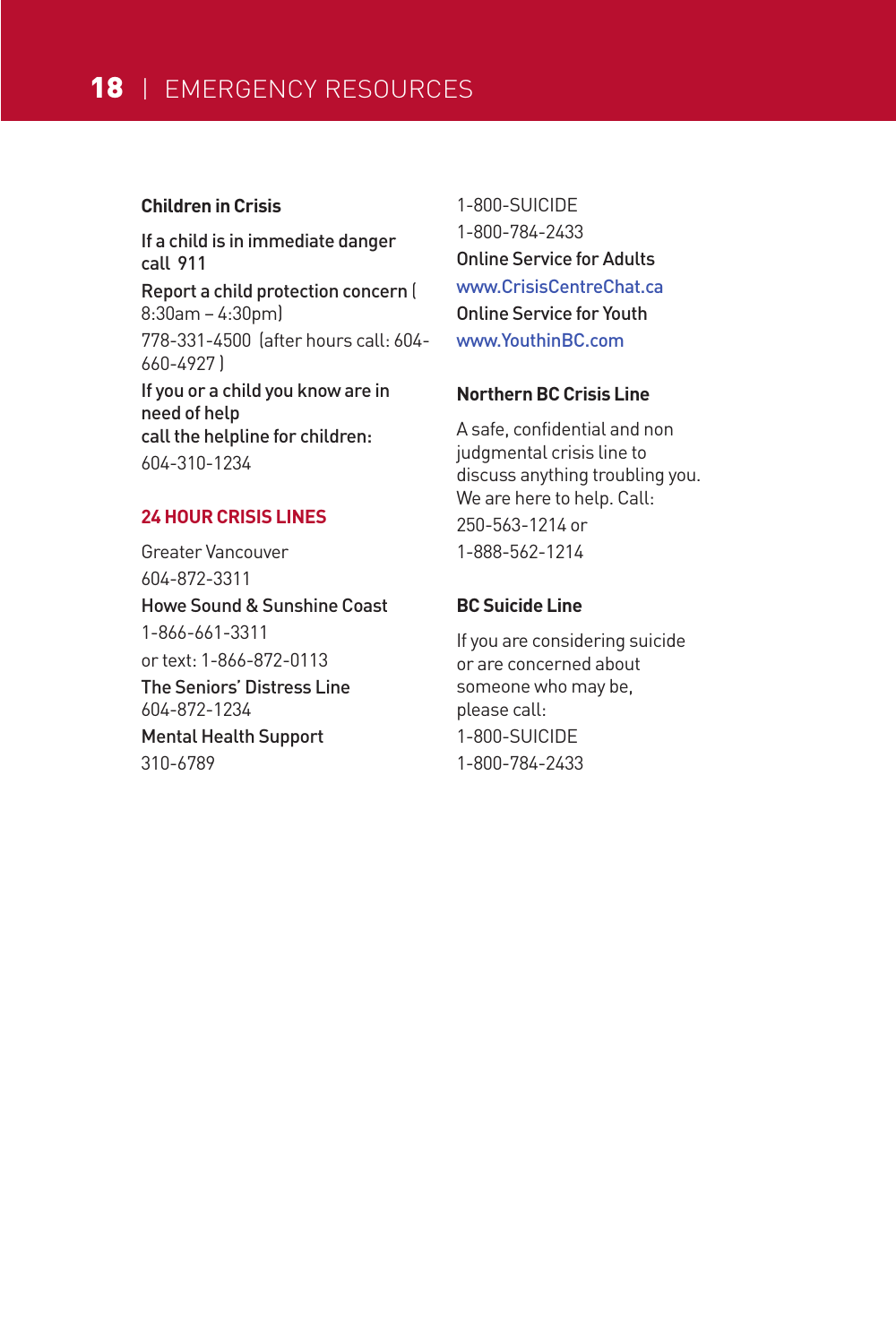## Children in Crisis

**If a child is in immediate danger call 911**

**Report a child protection concern (** 8:30am – 4:30pm)

778-331-4500 (after hours call: 604-660-4927 )

**If you or a child you know are in need of help call the helpline for children:**

604-310-1234

## 24 HOUR CRISIS LINES

Greater Vancouver
604-872-3311

Howe Sound & Sunshine Coast
1-866-661-3311
or text: 1-866-872-0113

The Seniors' Distress Line
604-872-1234

Mental Health Support
310-6789

1-800-SUICIDE
1-800-784-2433

Online Service for Adults
www.CrisisCentreChat.ca

Online Service for Youth
www.YouthinBC.com

## Northern BC Crisis Line

A safe, confidential and non judgmental crisis line to discuss anything troubling you. We are here to help. Call:

250-563-1214 or
1-888-562-1214

## BC Suicide Line

If you are considering suicide or are concerned about someone who may be, please call:

1-800-SUICIDE
1-800-784-2433